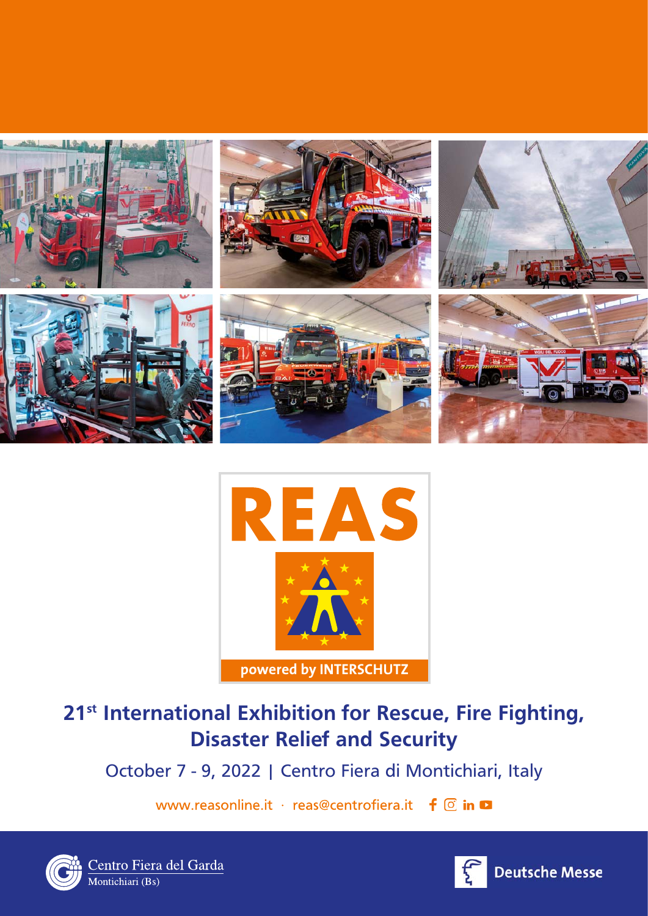# REAS

powered by INTERSCHUTZ

## 21st International Exhibition for Rescue, Fire Fighting, Disaster Relief and Security

October 7 - 9, 2022 | Centro Fiera di Montichiari, Italy

www.reasonline.it · reas@centrofiera.it

Centro Fiera del Garda
Montichiari (Bs)

Deutsche Messe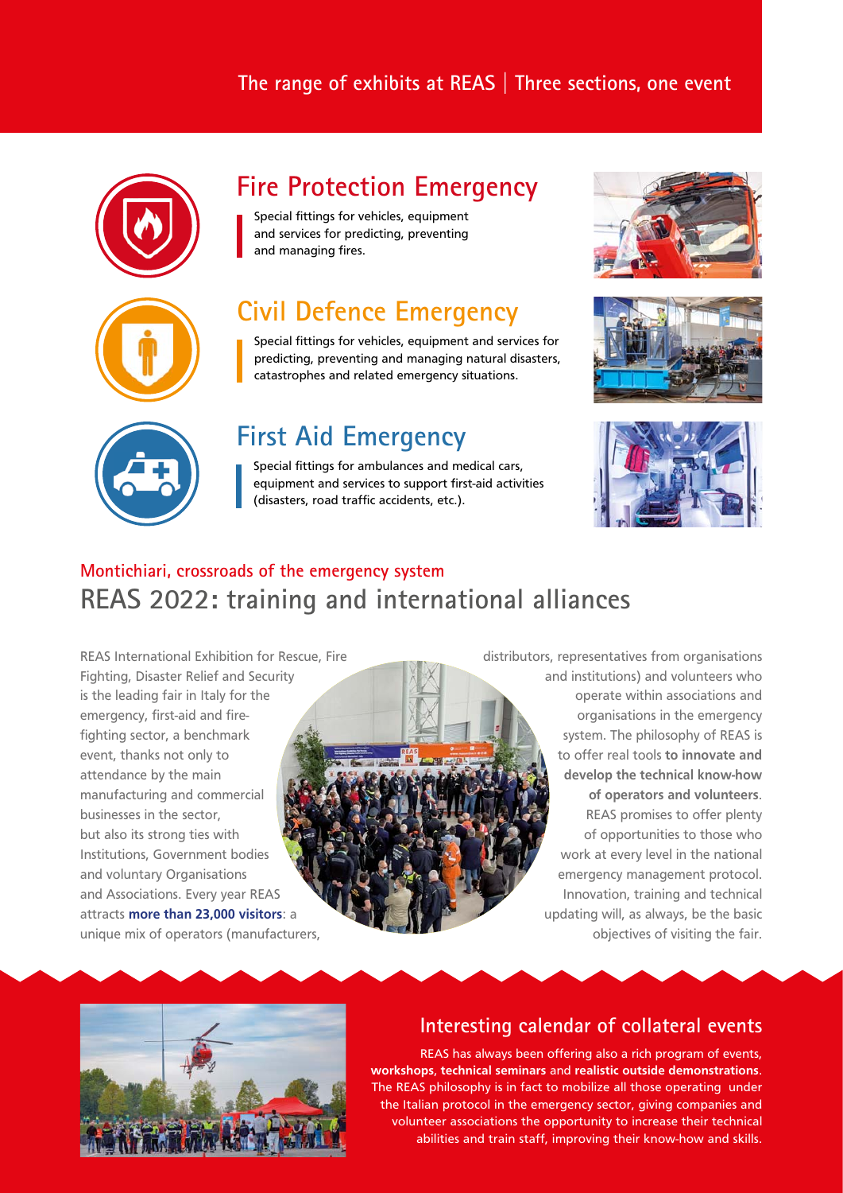## The range of exhibits at REAS | Three sections, one event

### Fire Protection Emergency

Special fittings for vehicles, equipment and services for predicting, preventing and managing fires.

### Civil Defence Emergency

Special fittings for vehicles, equipment and services for predicting, preventing and managing natural disasters, catastrophes and related emergency situations.

### First Aid Emergency

Special fittings for ambulances and medical cars, equipment and services to support first-aid activities (disasters, road traffic accidents, etc.).

### Montichiari, crossroads of the emergency system

## REAS 2022: training and international alliances

REAS International Exhibition for Rescue, Fire Fighting, Disaster Relief and Security is the leading fair in Italy for the emergency, first-aid and fire-fighting sector, a benchmark event, thanks not only to attendance by the main manufacturing and commercial businesses in the sector, but also its strong ties with Institutions, Government bodies and voluntary Organisations and Associations. Every year REAS attracts **more than 23,000 visitors**: a unique mix of operators (manufacturers, distributors, representatives from organisations and institutions) and volunteers who operate within associations and organisations in the emergency system. The philosophy of REAS is to offer real tools **to innovate and develop the technical know-how of operators and volunteers**. REAS promises to offer plenty of opportunities to those who work at every level in the national emergency management protocol. Innovation, training and technical updating will, as always, be the basic objectives of visiting the fair.

### Interesting calendar of collateral events

REAS has always been offering also a rich program of events, **workshops**, **technical seminars** and **realistic outside demonstrations**. The REAS philosophy is in fact to mobilize all those operating under the Italian protocol in the emergency sector, giving companies and volunteer associations the opportunity to increase their technical abilities and train staff, improving their know-how and skills.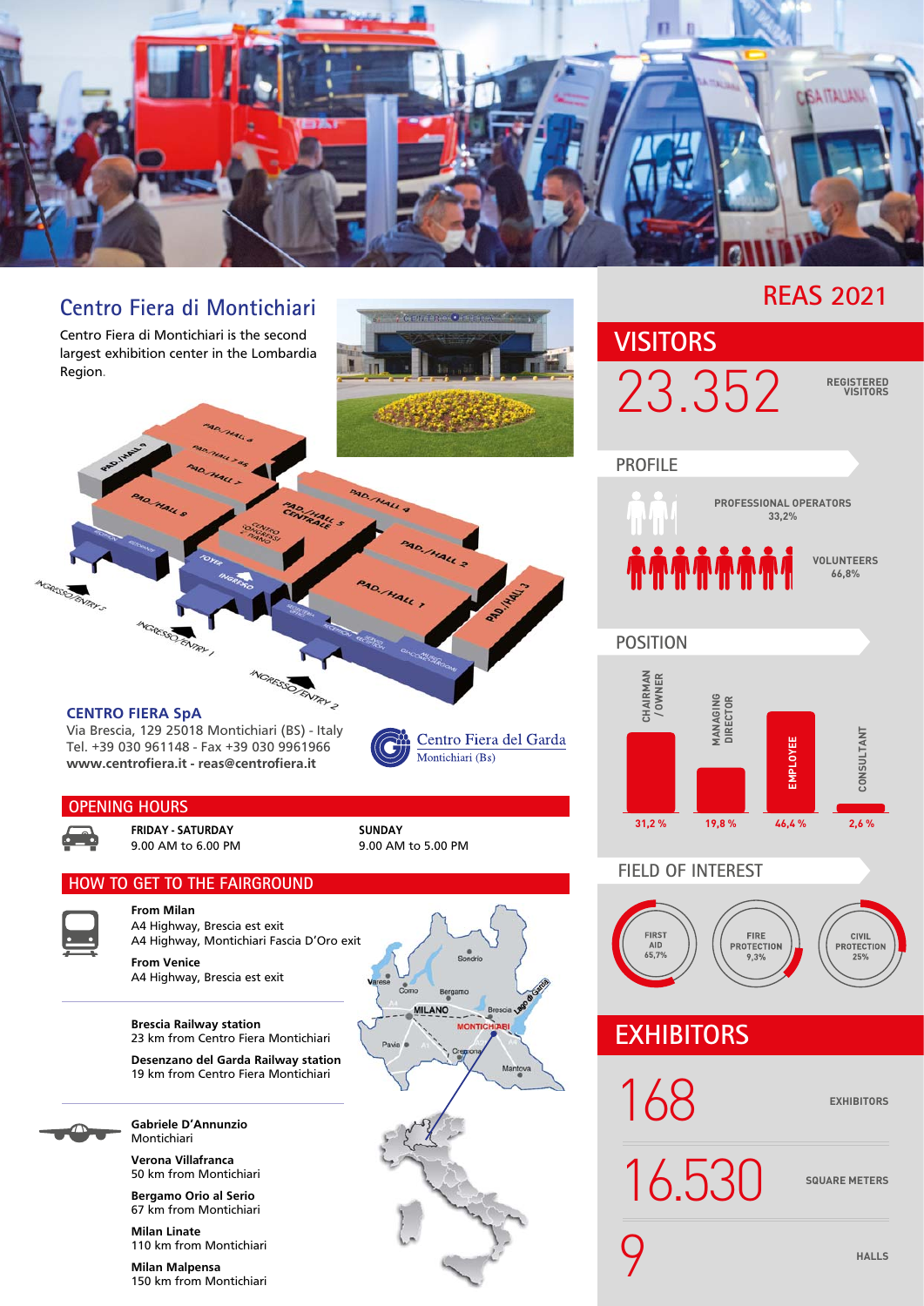## Centro Fiera di Montichiari

Centro Fiera di Montichiari is the second largest exhibition center in the Lombardia Region.

PAD./HALL 9, PAD./HALL 6, PAD./HALL 7 bis, PAD./HALL 7, PAD./HALL 8, PAD./HALL 4, PAD./HALL 5 CENTRALE, CENTRO CONGRESSI 1° PIANO, FOYER, INGRESSO, PAD./HALL 2, PAD./HALL 1, PAD./HALL 3

INGRESSO/ENTRY 5, INGRESSO/ENTRY 1, INGRESSO/ENTRY 2

**CENTRO FIERA SpA**
Via Brescia, 129 25018 Montichiari (BS) - Italy
Tel. +39 030 961148 - Fax +39 030 9961966
**www.centrofiera.it - reas@centrofiera.it**

Centro Fiera del Garda
Montichiari (Bs)

### OPENING HOURS

**FRIDAY - SATURDAY**
9.00 AM to 6.00 PM

**SUNDAY**
9.00 AM to 5.00 PM

### HOW TO GET TO THE FAIRGROUND

**From Milan**
A4 Highway, Brescia est exit
A4 Highway, Montichiari Fascia D'Oro exit

**From Venice**
A4 Highway, Brescia est exit

**Brescia Railway station**
23 km from Centro Fiera Montichiari

**Desenzano del Garda Railway station**
19 km from Centro Fiera Montichiari

**Gabriele D'Annunzio**
Montichiari

**Verona Villafranca**
50 km from Montichiari

**Bergamo Orio al Serio**
67 km from Montichiari

**Milan Linate**
110 km from Montichiari

**Milan Malpensa**
150 km from Montichiari

## REAS 2021

### VISITORS

23.352 REGISTERED VISITORS

#### PROFILE

- PROFESSIONAL OPERATORS 33,2%
- VOLUNTEERS 66,8%

#### POSITION

| CHAIRMAN / OWNER | MANAGING DIRECTOR | EMPLOYEE | CONSULTANT |
|---|---|---|---|
| 31,2 % | 19,8 % | 46,4 % | 2,6 % |

#### FIELD OF INTEREST

- FIRST AID 65,7%
- FIRE PROTECTION 9,3%
- CIVIL PROTECTION 25%

### EXHIBITORS

168 EXHIBITORS

16.530 SQUARE METERS

9 HALLS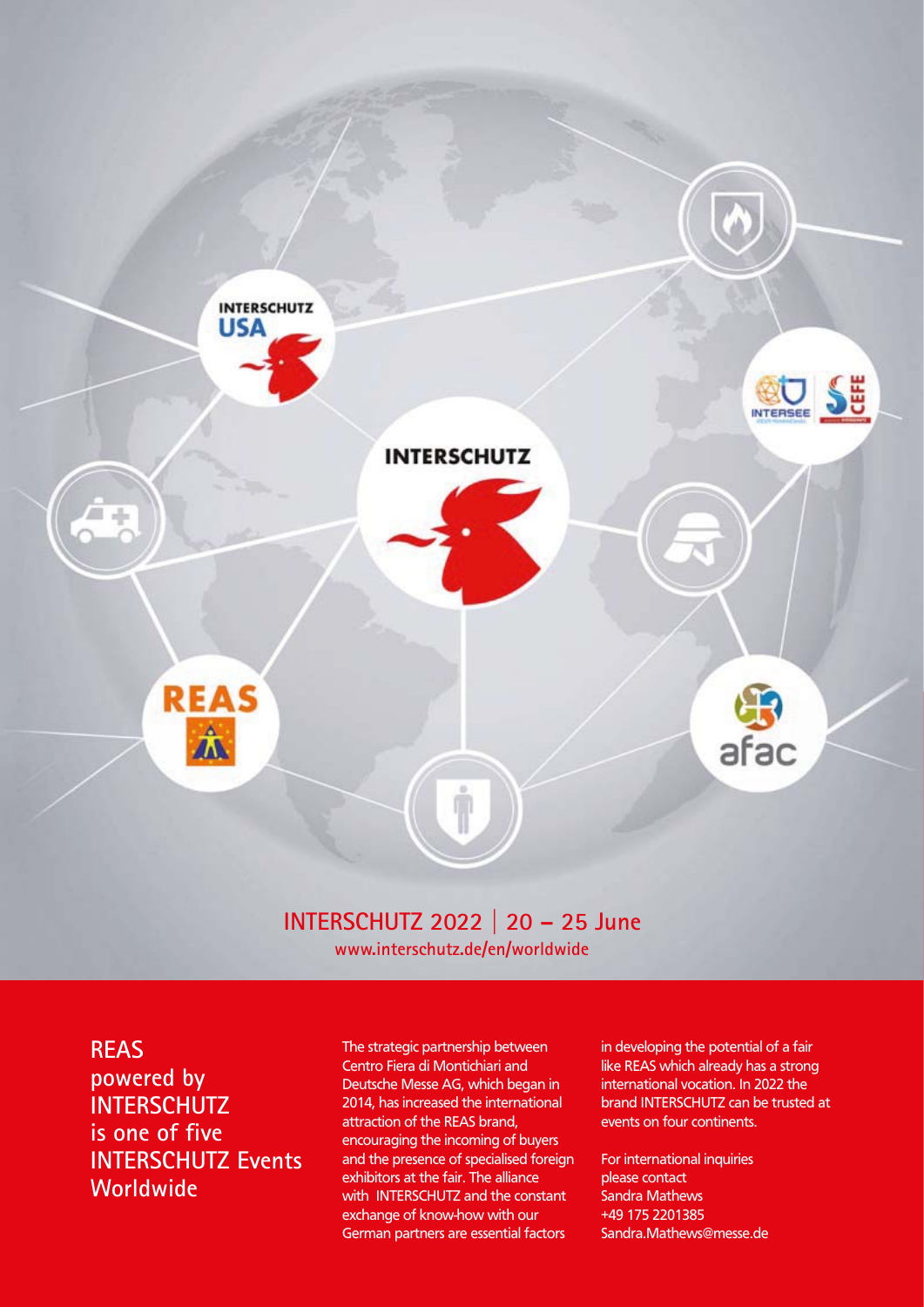INTERSCHUTZ USA

INTERSCHUTZ

REAS

INTERSEE

CEFE

afac

## INTERSCHUTZ 2022 | 20 – 25 June

www.interschutz.de/en/worldwide

## REAS powered by INTERSCHUTZ is one of five INTERSCHUTZ Events Worldwide

The strategic partnership between Centro Fiera di Montichiari and Deutsche Messe AG, which began in 2014, has increased the international attraction of the REAS brand, encouraging the incoming of buyers and the presence of specialised foreign exhibitors at the fair. The alliance with INTERSCHUTZ and the constant exchange of know-how with our German partners are essential factors in developing the potential of a fair like REAS which already has a strong international vocation. In 2022 the brand INTERSCHUTZ can be trusted at events on four continents.

For international inquiries please contact
Sandra Mathews
+49 175 2201385
Sandra.Mathews@messe.de